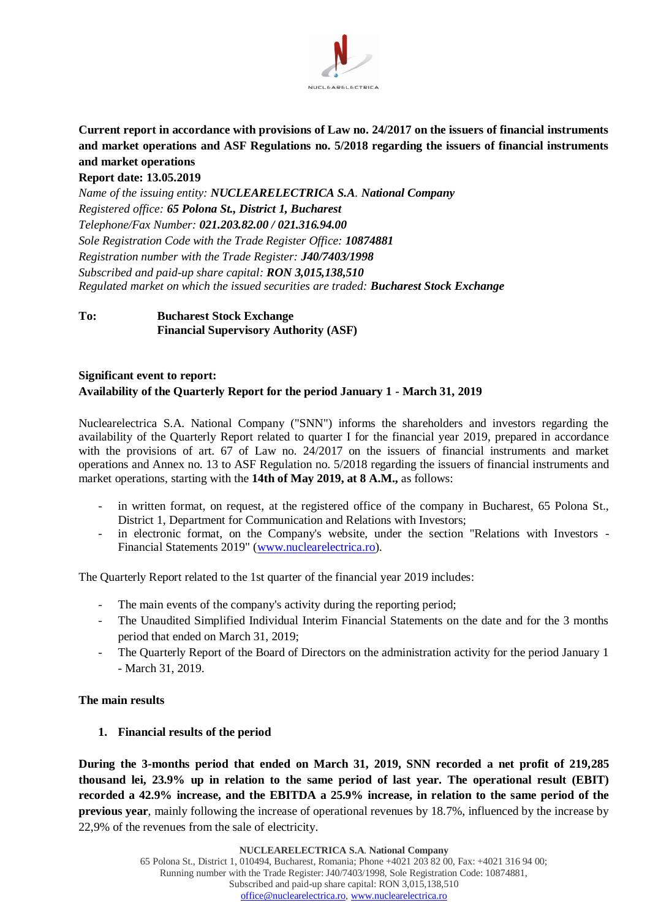**Current report in accordance with provisions of Law no. 24/2017 on the issuers of financial instruments and market operations and ASF Regulations no. 5/2018 regarding the issuers of financial instruments and market operations**

**Report date: 13.05.2019**

*Name of the issuing entity:* ***NUCLEARELECTRICA S.A. National Company***
*Registered office:* ***65 Polona St., District 1, Bucharest***
*Telephone/Fax Number:* ***021.203.82.00 / 021.316.94.00***
*Sole Registration Code with the Trade Register Office:* ***10874881***
*Registration number with the Trade Register:* ***J40/7403/1998***
*Subscribed and paid-up share capital:* ***RON 3,015,138,510***
*Regulated market on which the issued securities are traded:* ***Bucharest Stock Exchange***

**To:** **Bucharest Stock Exchange**
**Financial Supervisory Authority (ASF)**

**Significant event to report:**
**Availability of the Quarterly Report for the period January 1 - March 31, 2019**

Nuclearelectrica S.A. National Company ("SNN") informs the shareholders and investors regarding the availability of the Quarterly Report related to quarter I for the financial year 2019, prepared in accordance with the provisions of art. 67 of Law no. 24/2017 on the issuers of financial instruments and market operations and Annex no. 13 to ASF Regulation no. 5/2018 regarding the issuers of financial instruments and market operations, starting with the **14th of May 2019, at 8 A.M.,** as follows:

- in written format, on request, at the registered office of the company in Bucharest, 65 Polona St., District 1, Department for Communication and Relations with Investors;
- in electronic format, on the Company's website, under the section "Relations with Investors - Financial Statements 2019" (www.nuclearelectrica.ro).

The Quarterly Report related to the 1st quarter of the financial year 2019 includes:

- The main events of the company's activity during the reporting period;
- The Unaudited Simplified Individual Interim Financial Statements on the date and for the 3 months period that ended on March 31, 2019;
- The Quarterly Report of the Board of Directors on the administration activity for the period January 1 - March 31, 2019.

**The main results**

1. **Financial results of the period**

**During the 3-months period that ended on March 31, 2019, SNN recorded a net profit of 219,285 thousand lei, 23.9% up in relation to the same period of last year. The operational result (EBIT) recorded a 42.9% increase, and the EBITDA a 25.9% increase, in relation to the same period of the previous year**, mainly following the increase of operational revenues by 18.7%, influenced by the increase by 22,9% of the revenues from the sale of electricity.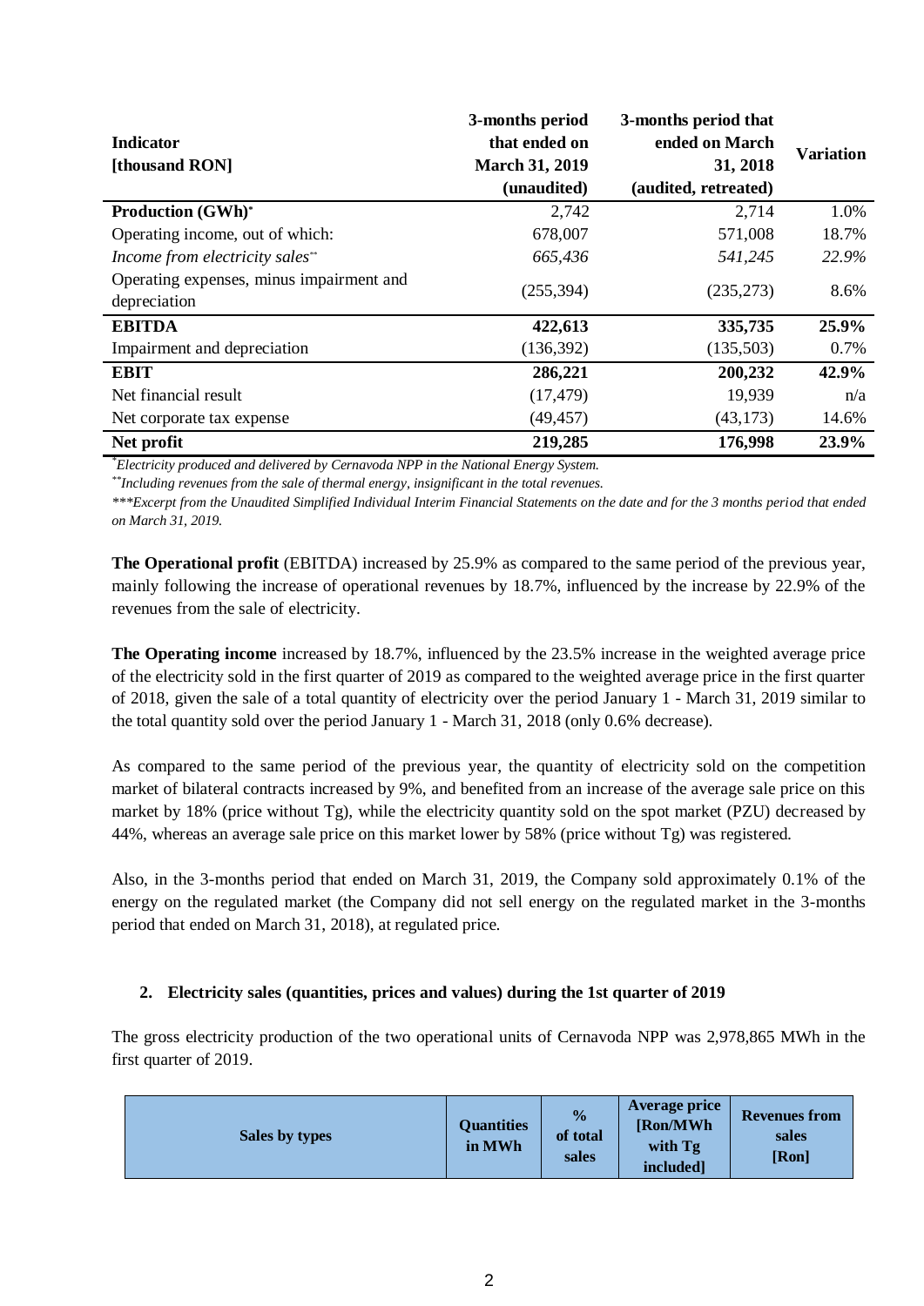| Indicator [thousand RON] | 3-months period that ended on March 31, 2019 (unaudited) | 3-months period that ended on March 31, 2018 (audited, retreated) | Variation |
|---|---|---|---|
| **Production (GWh)*** | 2,742 | 2,714 | 1.0% |
| Operating income, out of which: | 678,007 | 571,008 | 18.7% |
| *Income from electricity sales*** | *665,436* | *541,245* | *22.9%* |
| Operating expenses, minus impairment and depreciation | (255,394) | (235,273) | 8.6% |
| **EBITDA** | **422,613** | **335,735** | **25.9%** |
| Impairment and depreciation | (136,392) | (135,503) | 0.7% |
| **EBIT** | **286,221** | **200,232** | **42.9%** |
| Net financial result | (17,479) | 19,939 | n/a |
| Net corporate tax expense | (49,457) | (43,173) | 14.6% |
| **Net profit** | **219,285** | **176,998** | **23.9%** |

*\*Electricity produced and delivered by Cernavoda NPP in the National Energy System.*

*\*\*Including revenues from the sale of thermal energy, insignificant in the total revenues.*

*\*\*\*Excerpt from the Unaudited Simplified Individual Interim Financial Statements on the date and for the 3 months period that ended on March 31, 2019.*

**The Operational profit** (EBITDA) increased by 25.9% as compared to the same period of the previous year, mainly following the increase of operational revenues by 18.7%, influenced by the increase by 22.9% of the revenues from the sale of electricity.

**The Operating income** increased by 18.7%, influenced by the 23.5% increase in the weighted average price of the electricity sold in the first quarter of 2019 as compared to the weighted average price in the first quarter of 2018, given the sale of a total quantity of electricity over the period January 1 - March 31, 2019 similar to the total quantity sold over the period January 1 - March 31, 2018 (only 0.6% decrease).

As compared to the same period of the previous year, the quantity of electricity sold on the competition market of bilateral contracts increased by 9%, and benefited from an increase of the average sale price on this market by 18% (price without Tg), while the electricity quantity sold on the spot market (PZU) decreased by 44%, whereas an average sale price on this market lower by 58% (price without Tg) was registered.

Also, in the 3-months period that ended on March 31, 2019, the Company sold approximately 0.1% of the energy on the regulated market (the Company did not sell energy on the regulated market in the 3-months period that ended on March 31, 2018), at regulated price.

## 2. Electricity sales (quantities, prices and values) during the 1st quarter of 2019

The gross electricity production of the two operational units of Cernavoda NPP was 2,978,865 MWh in the first quarter of 2019.

| Sales by types | Quantities in MWh | % of total sales | Average price [Ron/MWh with Tg included] | Revenues from sales [Ron] |
|---|---|---|---|---|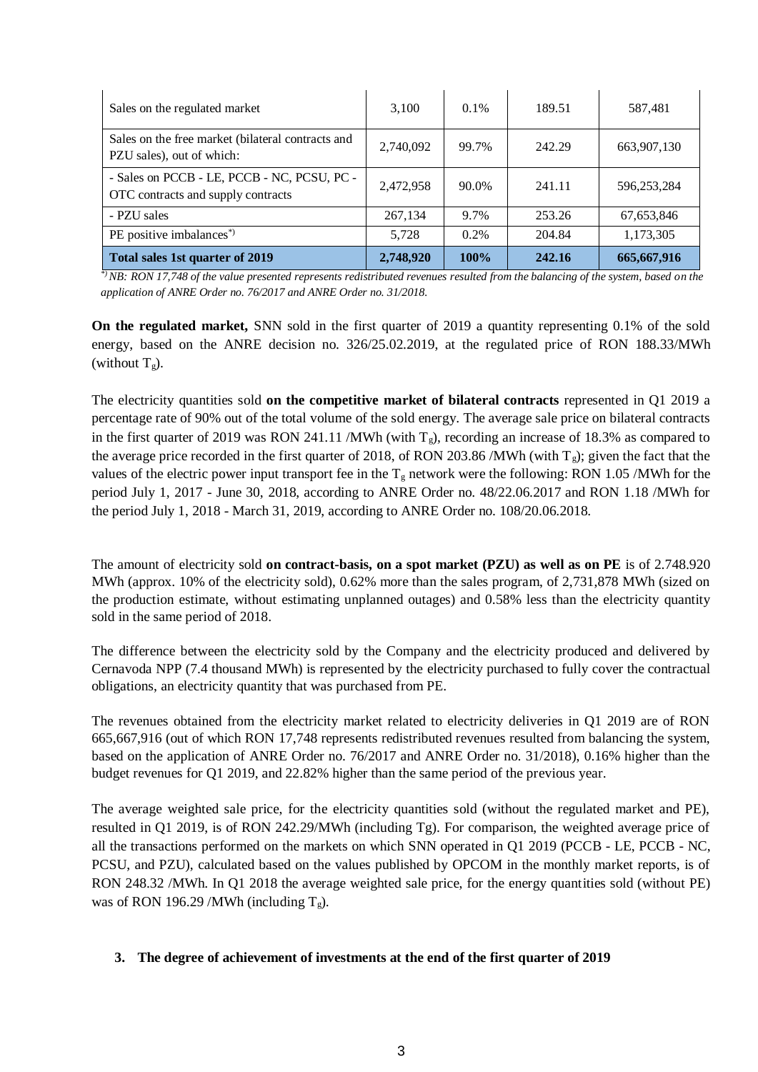| Sales on the regulated market | 3,100 | 0.1% | 189.51 | 587,481 |
|---|---|---|---|---|
| Sales on the free market (bilateral contracts and PZU sales), out of which: | 2,740,092 | 99.7% | 242.29 | 663,907,130 |
| - Sales on PCCB - LE, PCCB - NC, PCSU, PC - OTC contracts and supply contracts | 2,472,958 | 90.0% | 241.11 | 596,253,284 |
| - PZU sales | 267,134 | 9.7% | 253.26 | 67,653,846 |
| PE positive imbalances*) | 5,728 | 0.2% | 204.84 | 1,173,305 |
| **Total sales 1st quarter of 2019** | **2,748,920** | **100%** | **242.16** | **665,667,916** |

*\*) NB: RON 17,748 of the value presented represents redistributed revenues resulted from the balancing of the system, based on the application of ANRE Order no. 76/2017 and ANRE Order no. 31/2018.*

**On the regulated market,** SNN sold in the first quarter of 2019 a quantity representing 0.1% of the sold energy, based on the ANRE decision no. 326/25.02.2019, at the regulated price of RON 188.33/MWh (without $T_g$).

The electricity quantities sold **on the competitive market of bilateral contracts** represented in Q1 2019 a percentage rate of 90% out of the total volume of the sold energy. The average sale price on bilateral contracts in the first quarter of 2019 was RON 241.11 /MWh (with $T_g$), recording an increase of 18.3% as compared to the average price recorded in the first quarter of 2018, of RON 203.86 /MWh (with $T_g$); given the fact that the values of the electric power input transport fee in the $T_g$ network were the following: RON 1.05 /MWh for the period July 1, 2017 - June 30, 2018, according to ANRE Order no. 48/22.06.2017 and RON 1.18 /MWh for the period July 1, 2018 - March 31, 2019, according to ANRE Order no. 108/20.06.2018.

The amount of electricity sold **on contract-basis, on a spot market (PZU) as well as on PE** is of 2.748.920 MWh (approx. 10% of the electricity sold), 0.62% more than the sales program, of 2,731,878 MWh (sized on the production estimate, without estimating unplanned outages) and 0.58% less than the electricity quantity sold in the same period of 2018.

The difference between the electricity sold by the Company and the electricity produced and delivered by Cernavoda NPP (7.4 thousand MWh) is represented by the electricity purchased to fully cover the contractual obligations, an electricity quantity that was purchased from PE.

The revenues obtained from the electricity market related to electricity deliveries in Q1 2019 are of RON 665,667,916 (out of which RON 17,748 represents redistributed revenues resulted from balancing the system, based on the application of ANRE Order no. 76/2017 and ANRE Order no. 31/2018), 0.16% higher than the budget revenues for Q1 2019, and 22.82% higher than the same period of the previous year.

The average weighted sale price, for the electricity quantities sold (without the regulated market and PE), resulted in Q1 2019, is of RON 242.29/MWh (including Tg). For comparison, the weighted average price of all the transactions performed on the markets on which SNN operated in Q1 2019 (PCCB - LE, PCCB - NC, PCSU, and PZU), calculated based on the values published by OPCOM in the monthly market reports, is of RON 248.32 /MWh. In Q1 2018 the average weighted sale price, for the energy quantities sold (without PE) was of RON 196.29 /MWh (including $T_g$).

### 3. The degree of achievement of investments at the end of the first quarter of 2019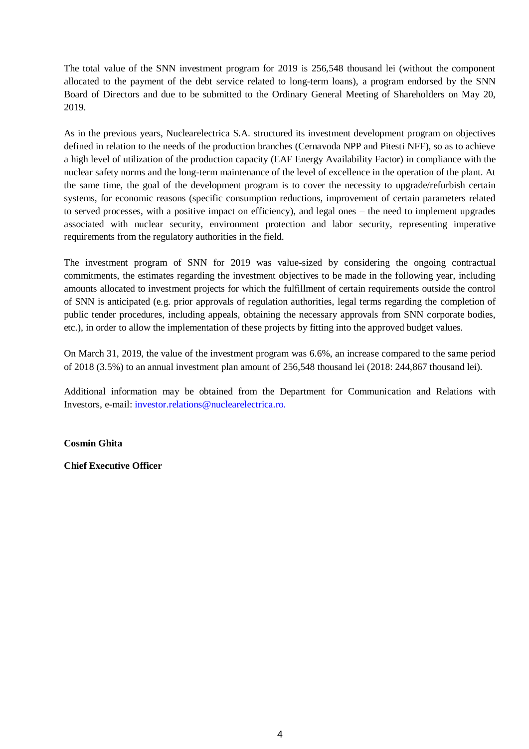The total value of the SNN investment program for 2019 is 256,548 thousand lei (without the component allocated to the payment of the debt service related to long-term loans), a program endorsed by the SNN Board of Directors and due to be submitted to the Ordinary General Meeting of Shareholders on May 20, 2019.

As in the previous years, Nuclearelectrica S.A. structured its investment development program on objectives defined in relation to the needs of the production branches (Cernavoda NPP and Pitesti NFF), so as to achieve a high level of utilization of the production capacity (EAF Energy Availability Factor) in compliance with the nuclear safety norms and the long-term maintenance of the level of excellence in the operation of the plant. At the same time, the goal of the development program is to cover the necessity to upgrade/refurbish certain systems, for economic reasons (specific consumption reductions, improvement of certain parameters related to served processes, with a positive impact on efficiency), and legal ones – the need to implement upgrades associated with nuclear security, environment protection and labor security, representing imperative requirements from the regulatory authorities in the field.

The investment program of SNN for 2019 was value-sized by considering the ongoing contractual commitments, the estimates regarding the investment objectives to be made in the following year, including amounts allocated to investment projects for which the fulfillment of certain requirements outside the control of SNN is anticipated (e.g. prior approvals of regulation authorities, legal terms regarding the completion of public tender procedures, including appeals, obtaining the necessary approvals from SNN corporate bodies, etc.), in order to allow the implementation of these projects by fitting into the approved budget values.

On March 31, 2019, the value of the investment program was 6.6%, an increase compared to the same period of 2018 (3.5%) to an annual investment plan amount of 256,548 thousand lei (2018: 244,867 thousand lei).

Additional information may be obtained from the Department for Communication and Relations with Investors, e-mail: investor.relations@nuclearelectrica.ro.

**Cosmin Ghita**

**Chief Executive Officer**